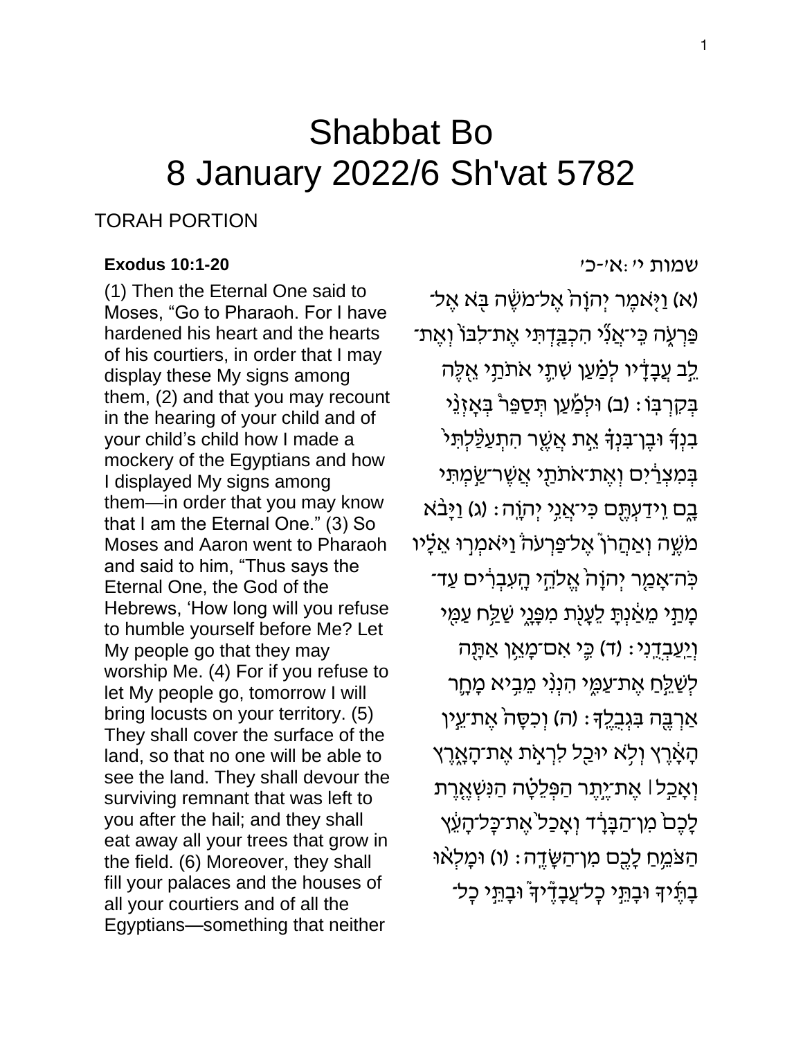# Shabbat Bo
# 8 January 2022/6 Sh'vat 5782

## TORAH PORTION

**Exodus 10:1-20**

(1) Then the Eternal One said to Moses, “Go to Pharaoh. For I have hardened his heart and the hearts of his courtiers, in order that I may display these My signs among them, (2) and that you may recount in the hearing of your child and of your child’s child how I made a mockery of the Egyptians and how I displayed My signs among them—in order that you may know that I am the Eternal One.” (3) So Moses and Aaron went to Pharaoh and said to him, “Thus says the Eternal One, the God of the Hebrews, ‘How long will you refuse to humble yourself before Me? Let My people go that they may worship Me. (4) For if you refuse to let My people go, tomorrow I will bring locusts on your territory. (5) They shall cover the surface of the land, so that no one will be able to see the land. They shall devour the surviving remnant that was left to you after the hail; and they shall eat away all your trees that grow in the field. (6) Moreover, they shall fill your palaces and the houses of all your courtiers and of all the Egyptians—something that neither

שמות י׳:א׳-כ׳

(א) וַיֹּ֤אמֶר יְהֹוָה֙ אֶל־מֹשֶׁ֔ה בֹּ֖א אֶל־פַּרְעֹ֑ה כִּֽי־אֲנִ֞י הִכְבַּ֤דְתִּי אֶת־לִבּוֹ֙ וְאֶת־לֵ֣ב עֲבָדָ֔יו לְמַ֗עַן שִׁתִ֛י אֹתֹתַ֥י אֵ֖לֶּה בְּקִרְבּֽוֹ׃ (ב) וּלְמַ֡עַן תְּסַפֵּר֩ בְּאׇזְנֵ֨י בִנְךָ֜ וּבֶן־בִּנְךָ֗ אֵ֣ת אֲשֶׁ֤ר הִתְעַלַּ֙לְתִּי֙ בְּמִצְרַ֔יִם וְאֶת־אֹתֹתַ֖י אֲשֶׁר־שַׂ֣מְתִּי בָ֑ם וִֽידַעְתֶּ֖ם כִּֽי־אֲנִ֥י יְהֹוָֽה׃ (ג) וַיָּבֹ֨א מֹשֶׁ֣ה וְאַהֲרֹן֮ אֶל־פַּרְעֹה֒ וַיֹּאמְר֣וּ אֵלָ֗יו כֹּֽה־אָמַ֤ר יְהֹוָה֙ אֱלֹהֵ֣י הָֽעִבְרִ֔ים עַד־מָתַ֣י מֵאַ֔נְתָּ לֵעָנֹ֖ת מִפָּנָ֑י שַׁלַּ֥ח עַמִּ֖י וְיַֽעַבְדֻֽנִי׃ (ד) כִּ֛י אִם־מָאֵ֥ן אַתָּ֖ה לְשַׁלֵּ֣חַ אֶת־עַמִּ֑י הִנְנִ֨י מֵבִ֥יא מָחָ֛ר אַרְבֶּ֖ה בִּגְבֻלֶֽךָ׃ (ה) וְכִסָּה֙ אֶת־עֵ֣ין הָאָ֔רֶץ וְלֹ֥א יוּכַ֖ל לִרְאֹ֣ת אֶת־הָאָ֑רֶץ וְאָכַ֣ל ׀ אֶת־יֶ֣תֶר הַפְּלֵטָ֗ה הַנִּשְׁאֶ֤רֶת לָכֶם֙ מִן־הַבָּרָ֔ד וְאָכַל֙ אֶת־כׇּל־הָעֵ֔ץ הַצֹּמֵ֥חַ לָכֶ֖ם מִן־הַשָּׂדֶֽה׃ (ו) וּמָלְא֨וּ בָתֶּ֜יךָ וּבָתֵּ֣י כׇל־עֲבָדֶ֗יךָ וּבָתֵּ֣י כׇל־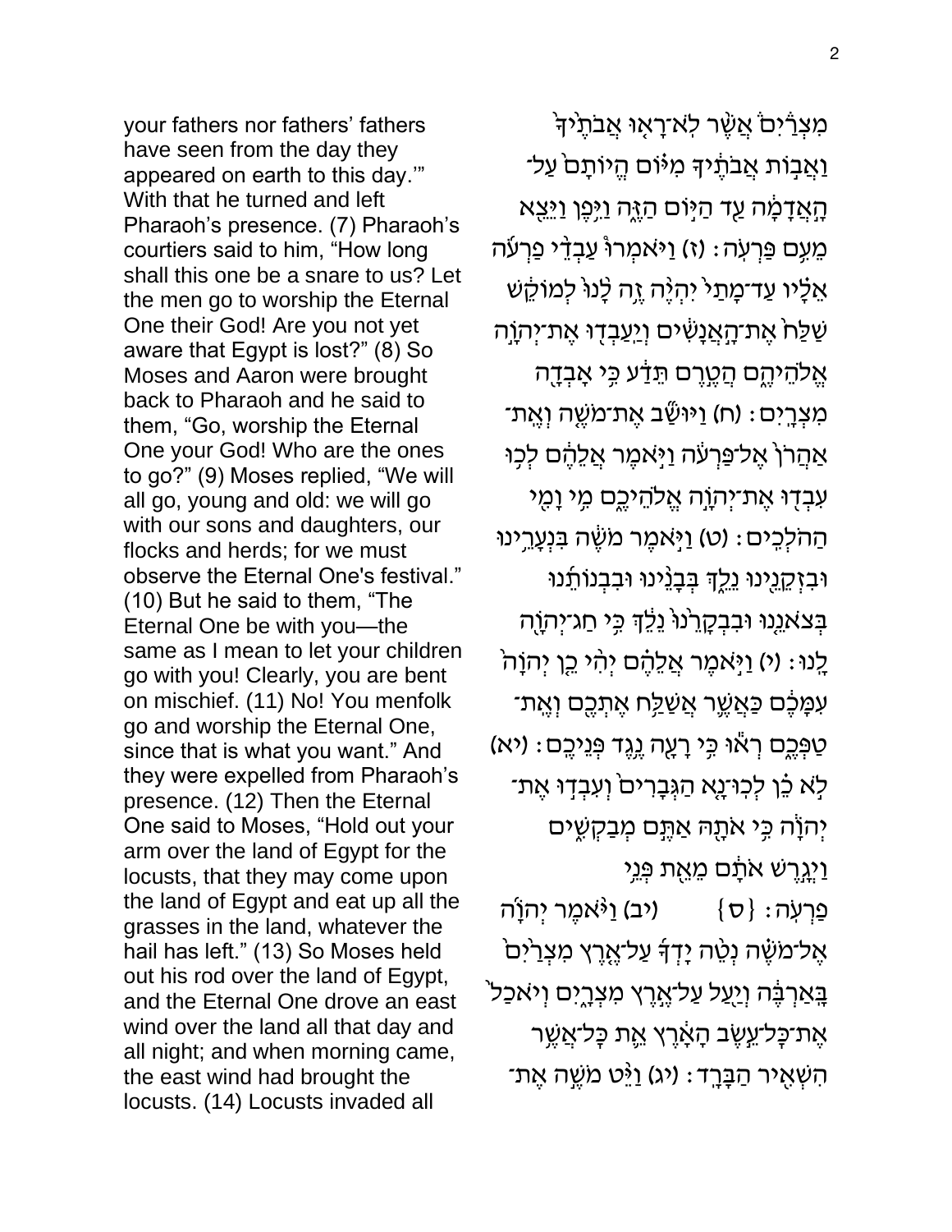your fathers nor fathers' fathers have seen from the day they appeared on earth to this day.'" With that he turned and left Pharaoh's presence. (7) Pharaoh's courtiers said to him, "How long shall this one be a snare to us? Let the men go to worship the Eternal One their God! Are you not yet aware that Egypt is lost?" (8) So Moses and Aaron were brought back to Pharaoh and he said to them, "Go, worship the Eternal One your God! Who are the ones to go?" (9) Moses replied, "We will all go, young and old: we will go with our sons and daughters, our flocks and herds; for we must observe the Eternal One's festival." (10) But he said to them, "The Eternal One be with you—the same as I mean to let your children go with you! Clearly, you are bent on mischief. (11) No! You menfolk go and worship the Eternal One, since that is what you want." And they were expelled from Pharaoh's presence. (12) Then the Eternal One said to Moses, "Hold out your arm over the land of Egypt for the locusts, that they may come upon the land of Egypt and eat up all the grasses in the land, whatever the hail has left." (13) So Moses held out his rod over the land of Egypt, and the Eternal One drove an east wind over the land all that day and all night; and when morning came, the east wind had brought the locusts. (14) Locusts invaded all

מִצְרַ֔יִם אֲשֶׁ֨ר לֹא־רָא֤וּ אֲבֹתֶ֙יךָ֙ וַאֲב֣וֹת אֲבֹתֶ֔יךָ מִיּ֗וֹם הֱיוֹתָם֙ עַל־הָ֣אֲדָמָ֔ה עַ֖ד הַיּ֣וֹם הַזֶּ֑ה וַיִּ֖פֶן וַיֵּצֵ֥א מֵעִ֥ם פַּרְעֹֽה׃ (ז) וַיֹּאמְר֩וּ עַבְדֵ֨י פַרְעֹ֜ה אֵלָ֗יו עַד־מָתַי֙ יִהְיֶ֨ה זֶ֥ה לָ֙נוּ֙ לְמוֹקֵ֔שׁ שַׁלַּח֙ אֶת־הָ֣אֲנָשִׁ֔ים וְיַֽעַבְד֖וּ אֶת־יְהוָ֣ה אֱלֹהֵיהֶ֑ם הֲטֶ֣רֶם תֵּדַ֔ע כִּ֥י אָבְדָ֖ה מִצְרָֽיִם׃ (ח) וַיּוּשַׁ֞ב אֶת־מֹשֶׁ֤ה וְאֶֽת־אַהֲרֹן֙ אֶל־פַּרְעֹ֔ה וַיֹּ֣אמֶר אֲלֵהֶ֔ם לְכ֥וּ עִבְד֖וּ אֶת־יְהוָ֣ה אֱלֹהֵיכֶ֑ם מִ֥י וָמִ֖י הַהֹלְכִֽים׃ (ט) וַיֹּ֣אמֶר מֹשֶׁ֔ה בִּנְעָרֵ֥ינוּ וּבִזְקֵנֵ֖ינוּ נֵלֵ֑ךְ בְּבָנֵ֨ינוּ וּבִבְנוֹתֵ֜נוּ בְּצֹאנֵ֤נוּ וּבִבְקָרֵ֙נוּ֙ נֵלֵ֔ךְ כִּ֥י חַג־יְהוָ֖ה לָֽנוּ׃ (י) וַיֹּ֣אמֶר אֲלֵהֶ֗ם יְהִ֨י כֵ֤ן יְהוָה֙ עִמָּכֶ֔ם כַּאֲשֶׁ֛ר אֲשַׁלַּ֥ח אֶתְכֶ֖ם וְאֶֽת־טַפְּכֶ֑ם רְא֕וּ כִּ֥י רָעָ֖ה נֶ֥גֶד פְּנֵיכֶֽם׃ (יא) לֹ֣א כֵ֗ן לְכוּ־נָ֤א הַגְּבָרִים֙ וְעִבְד֣וּ אֶת־יְהוָ֔ה כִּ֥י אֹתָ֖הּ אַתֶּ֣ם מְבַקְשִׁ֑ים וַיְגָ֣רֶשׁ אֹתָ֔ם מֵאֵ֖ת פְּנֵ֥י פַרְעֹֽה׃ {ס} (יב) וַיֹּ֨אמֶר יְהוָ֜ה אֶל־מֹשֶׁ֗ה נְטֵ֨ה יָדְךָ֜ עַל־אֶ֤רֶץ מִצְרַ֙יִם֙ בָּֽאַרְבֶּ֔ה וְיַ֖עַל עַל־אֶ֣רֶץ מִצְרָ֑יִם וְיֹאכַל֙ אֶת־כָּל־עֵ֣שֶׂב הָאָ֔רֶץ אֵ֛ת כָּל־אֲשֶׁ֥ר הִשְׁאִ֖יר הַבָּרָֽד׃ (יג) וַיֵּ֨ט מֹשֶׁ֣ה אֶת־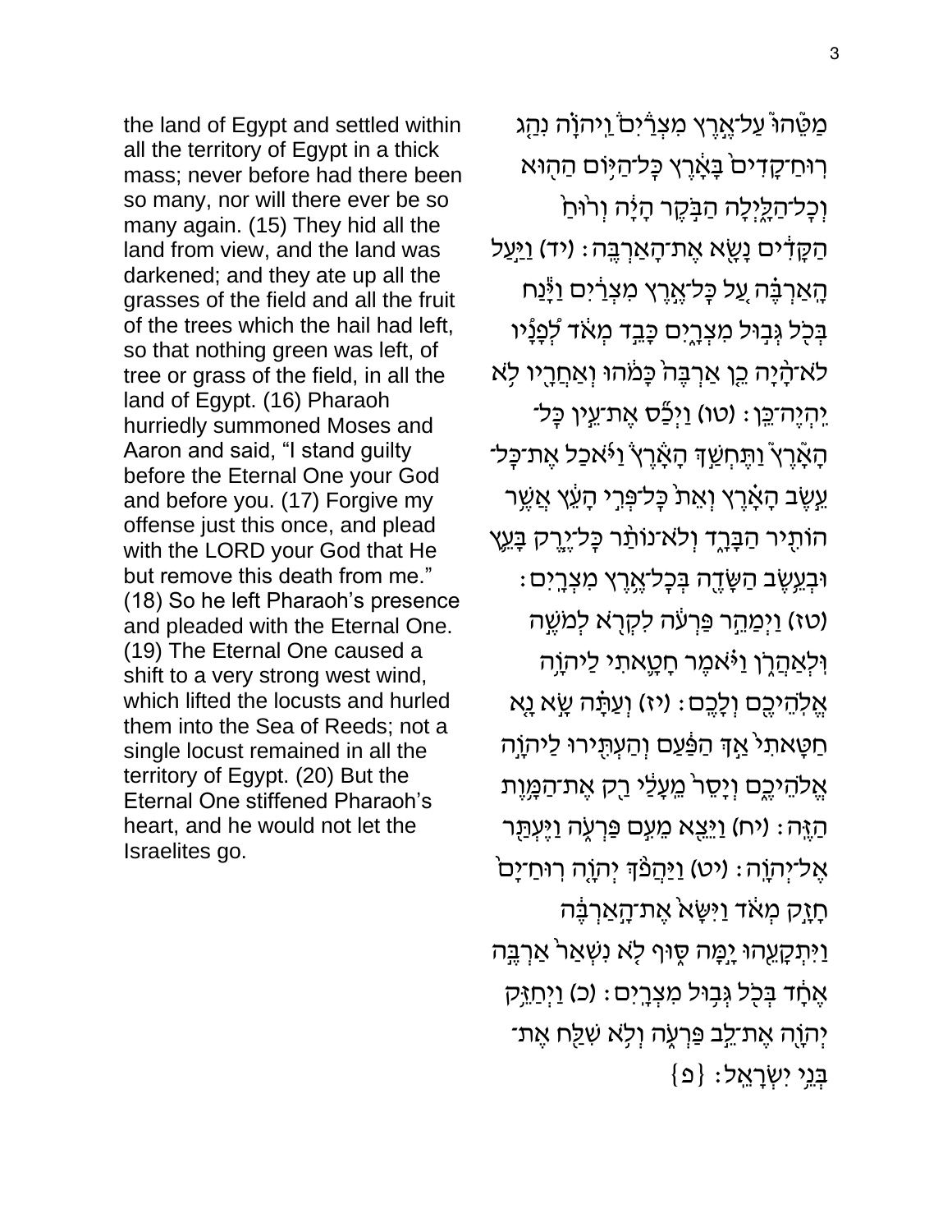the land of Egypt and settled within all the territory of Egypt in a thick mass; never before had there been so many, nor will there ever be so many again. (15) They hid all the land from view, and the land was darkened; and they ate up all the grasses of the field and all the fruit of the trees which the hail had left, so that nothing green was left, of tree or grass of the field, in all the land of Egypt. (16) Pharaoh hurriedly summoned Moses and Aaron and said, "I stand guilty before the Eternal One your God and before you. (17) Forgive my offense just this once, and plead with the LORD your God that He but remove this death from me." (18) So he left Pharaoh's presence and pleaded with the Eternal One. (19) The Eternal One caused a shift to a very strong west wind, which lifted the locusts and hurled them into the Sea of Reeds; not a single locust remained in all the territory of Egypt. (20) But the Eternal One stiffened Pharaoh's heart, and he would not let the Israelites go.

מַטֵּ֑הוּ עַל־אֶ֣רֶץ מִצְרַ֗יִם וַֽיהוָ֞ה נִהַ֤ג רֽוּחַ־קָדִים֙ בָּאָ֔רֶץ כָּל־הַיּ֥וֹם הַה֖וּא וְכָל־הַלָּ֑יְלָה הַבֹּ֣קֶר הָיָ֔ה וְר֙וּחַ֙ הַקָּדִ֔ים נָשָׂ֖א אֶת־הָאַרְבֶּֽה׃ (יד) וַיַּ֣עַל הָֽאַרְבֶּ֗ה עַ֚ל כָּל־אֶ֣רֶץ מִצְרַ֔יִם וַיָּ֕נַח בְּכֹ֖ל גְּב֣וּל מִצְרָ֑יִם כָּבֵ֣ד מְאֹ֔ד לְ֠פָנָיו לֹא־הָ֨יָה כֵ֤ן אַרְבֶּה֙ כָּמֹ֔הוּ וְאַחֲרָ֖יו לֹ֥א יִֽהְיֶה־כֵּֽן׃ (טו) וַיְכַ֞ס אֶת־עֵ֣ין כָּל־הָאָ֗רֶץ וַתֶּחְשַׁ֣ךְ הָאָ֒רֶץ֒ וַיֹּ֜אכַל אֶת־כָּל־עֵ֣שֶׂב הָאָ֗רֶץ וְאֵת֙ כָּל־פְּרִ֣י הָעֵ֔ץ אֲשֶׁ֥ר הוֹתִ֖יר הַבָּרָ֑ד וְלֹא־נוֹתַ֨ר כָּל־יֶ֧רֶק בָּעֵ֛ץ וּבְעֵ֥שֶׂב הַשָּׂדֶ֖ה בְּכָל־אֶ֥רֶץ מִצְרָֽיִם׃ (טז) וַיְמַהֵ֣ר פַּרְעֹ֔ה לִקְרֹ֖א לְמֹשֶׁ֣ה וּֽלְאַהֲרֹ֑ן וַיֹּ֗אמֶר חָטָ֛אתִי לַיהוָ֥ה אֱלֹהֵיכֶ֖ם וְלָכֶֽם׃ (יז) וְעַתָּ֗ה שָׂ֣א נָ֤א חַטָּאתִי֙ אַ֣ךְ הַפַּ֔עַם וְהַעְתִּ֖ירוּ לַיהוָ֣ה אֱלֹהֵיכֶ֑ם וְיָסֵר֙ מֵֽעָלַ֔י רַ֖ק אֶת־הַמָּ֥וֶת הַזֶּֽה׃ (יח) וַיֵּצֵ֖א מֵעִ֣ם פַּרְעֹ֑ה וַיֶּעְתַּ֖ר אֶל־יְהוָֽה׃ (יט) וַיַּהֲפֹ֨ךְ יְהוָ֤ה רֽוּחַ־יָם֙ חָזָ֣ק מְאֹ֔ד וַיִּשָּׂא֙ אֶת־הָ֣אַרְבֶּ֔ה וַיִּתְקָעֵ֖הוּ יָ֣מָּה סּ֑וּף לֹ֤א נִשְׁאַר֙ אַרְבֶּ֣ה אֶחָ֔ד בְּכֹ֖ל גְּב֥וּל מִצְרָֽיִם׃ (כ) וַיְחַזֵּ֥ק יְהוָ֖ה אֶת־לֵ֣ב פַּרְעֹ֑ה וְלֹ֥א שִׁלַּ֖ח אֶת־בְּנֵ֥י יִשְׂרָאֵֽל׃ {פ}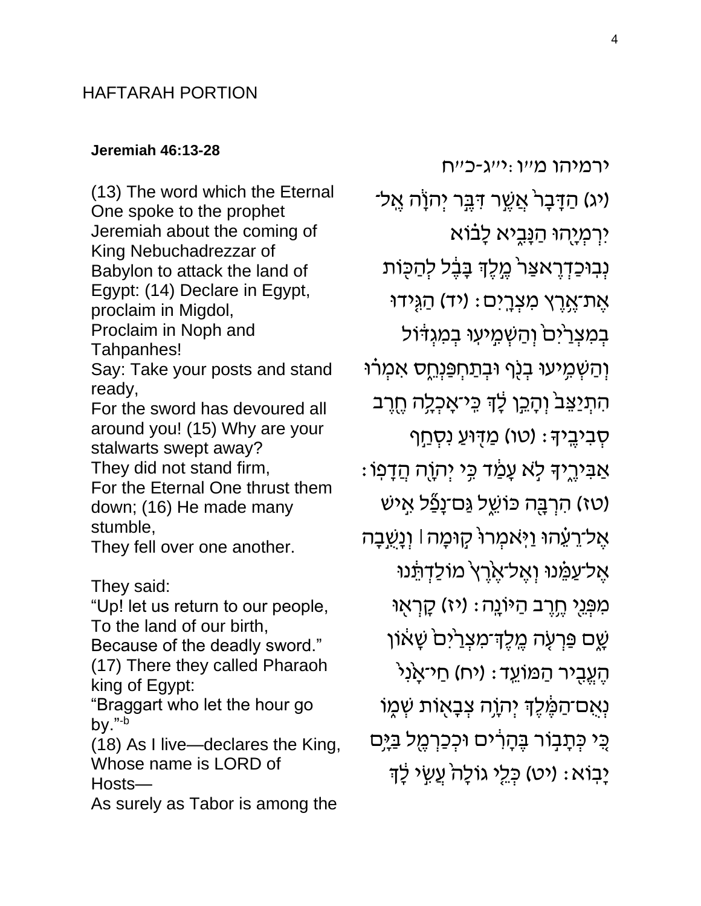HAFTARAH PORTION

**Jeremiah 46:13-28**

(13) The word which the Eternal One spoke to the prophet Jeremiah about the coming of King Nebuchadrezzar of Babylon to attack the land of Egypt: (14) Declare in Egypt, proclaim in Migdol,
Proclaim in Noph and Tahpanhes!
Say: Take your posts and stand ready,
For the sword has devoured all around you! (15) Why are your stalwarts swept away?
They did not stand firm,
For the Eternal One thrust them down; (16) He made many stumble,
They fell over one another.

They said:
"Up! let us return to our people,
To the land of our birth,
Because of the deadly sword."
(17) There they called Pharaoh king of Egypt:
"Braggart who let the hour go by."[-b]
(18) As I live—declares the King,
Whose name is LORD of Hosts—
As surely as Tabor is among the

ירמיהו מ״ו:י״ג-כ״ח

(יג) הַדָּבָר֙ אֲשֶׁ֣ר דִּבֶּ֣ר יְהֹוָ֔ה אֶֽל־יִרְמְיָ֖הוּ הַנָּבִ֑יא לָב֗וֹא נְבוּכַדְרֶאצַּר֙ מֶ֣לֶךְ בָּבֶ֔ל לְהַכּ֖וֹת אֶת־אֶ֥רֶץ מִצְרָֽיִם׃ (יד) הַגִּ֤ידוּ בְמִצְרַ֙יִם֙ וְהַשְׁמִ֣יעוּ בְמִגְדּ֔וֹל וְהַשְׁמִ֥יעוּ בְנֹ֖ף וּבְתַחְפַּנְחֵ֑ס אִמְר֗וּ הִתְיַצֵּב֙ וְהָכֵ֣ן לָ֔ךְ כִּֽי־אָכְלָ֥ה חֶ֖רֶב סְבִיבֶֽיךָ׃ (טו) מַדּ֖וּעַ נִסְחַ֣ף אַבִּירֶ֑יךָ לֹ֣א עָמַ֔ד כִּ֥י יְהֹוָ֖ה הֲדָפֽוֹ׃ (טז) הִרְבָּ֖ה כּוֹשֵׁ֑ל גַּם־נָפַ֞ל אִ֣ישׁ אֶל־רֵעֵ֗הוּ וַיֹּֽאמְרוּ֙ ק֣וּמָה ׀ וְנָשֻׁ֣בָה אֶל־עַמֵּ֗נוּ וְאֶל־אֶ֙רֶץ֙ מֽוֹלַדְתֵּ֔נוּ מִפְּנֵ֖י חֶ֥רֶב הַיּוֹנָֽה׃ (יז) קָרְא֖וּ שָׁ֑ם פַּרְעֹ֤ה מֶֽלֶךְ־מִצְרַ֙יִם֙ שָׁא֔וֹן הֶעֱבִ֖יר הַמּוֹעֵֽד׃ (יח) חַי־אָ֙נִי֙ נְאֻם־הַמֶּ֔לֶךְ יְהֹוָ֥ה צְבָא֖וֹת שְׁמ֑וֹ כִּ֚י כְּתָב֣וֹר בֶּֽהָרִ֔ים וּכְכַרְמֶ֖ל בַּיָּ֥ם יָבֽוֹא׃ (יט) כְּלֵ֤י גוֹלָה֙ עֲשִׂ֣י לָ֔ךְ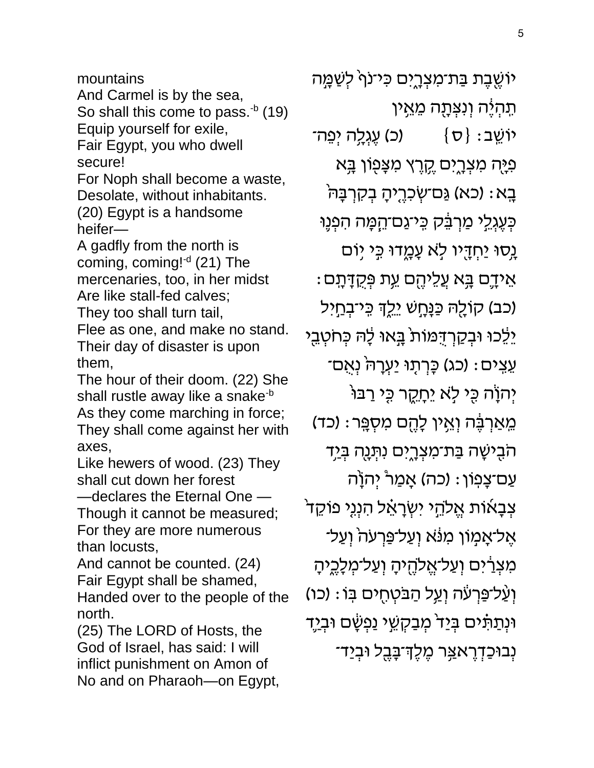יוֹשֶׁ֫בֶת בַּת־מִצְרָ֑יִם כִּֽי־נֹף֙ לְשַׁמָּ֣ה
תִֽהְיֶ֔ה וְנִצְּתָ֖ה מֵאֵ֥ין
יוֹשֵֽׁב׃ {ס} (כ) עֶגְלָ֥ה יְפֵה־
פִיָּ֖ה מִצְרָ֑יִם קֶ֥רֶץ מִצָּפ֖וֹן בָּ֥א
בָֽא׃ (כא) גַּם־שְׂכִרֶ֣יהָ בְקִרְבָּהּ֮
כְּעֶגְלֵ֣י מַרְבֵּק֒ כִּֽי־גַם־הֵ֗מָּה הִפְנ֛וּ
נָ֥סוּ יַחְדָּ֖יו לֹ֣א עָמָ֑דוּ כִּ֠י י֣וֹם
אֵידָ֞ם בָּ֥א עֲלֵיהֶ֖ם עֵ֥ת פְּקֻדָּתָֽם׃
(כב) קוֹלָ֖הּ כַּנָּחָ֣שׁ יֵלֵ֑ךְ כִּֽי־בְחַ֣יִל
יֵלֵ֗כוּ וּבְקַרְדֻּמּוֹת֙ בָּ֣אוּ לָ֔הּ כְּחֹטְבֵ֖י
עֵצִֽים׃ (כג) כָּרְת֤וּ יַעְרָהּ֙ נְאֻם־
יְהוָ֔ה כִּ֖י לֹ֣א יֵחָקֵ֑ר כִּ֤י רַבּוּ֙
מֵֽאַרְבֶּ֔ה וְאֵ֥ין לָהֶ֖ם מִסְפָּֽר׃ (כד)
הֹבִ֖ישָׁה בַּת־מִצְרָ֑יִם נִתְּנָ֖ה בְּיַ֥ד
עַם־צָפֽוֹן׃ (כה) אָמַר֩ יְהוָ֨ה
צְבָא֜וֹת אֱלֹהֵ֣י יִשְׂרָאֵ֗ל הִנְנִ֨י פוֹקֵ֜ד
אֶל־אָמ֤וֹן מִנֹּא֙ וְעַל־פַּרְעֹה֙ וְעַל־
מִצְרַ֔יִם וְעַל־אֱלֹהֶ֖יהָ וְעַל־מְלָכֶ֑יהָ
וְֽעַל־פַּרְעֹ֔ה וְעַ֖ל הַבֹּטְחִ֥ים בּֽוֹ׃ (כו)
וּנְתַתִּ֗ים בְּיַד֙ מְבַקְשֵׁ֣י נַפְשָׁ֔ם וּבְיַ֛ד
נְבוּכַדְרֶאצַּ֥ר מֶלֶךְ־בָּבֶ֖ל וּבְיַד־

mountains
And Carmel is by the sea,
So shall this come to pass.-b (19) Equip yourself for exile,
Fair Egypt, you who dwell secure!
For Noph shall become a waste,
Desolate, without inhabitants.
(20) Egypt is a handsome heifer—
A gadfly from the north is coming, coming!-d (21) The mercenaries, too, in her midst
Are like stall-fed calves;
They too shall turn tail,
Flee as one, and make no stand.
Their day of disaster is upon them,
The hour of their doom. (22) She shall rustle away like a snake-b
As they come marching in force;
They shall come against her with axes,
Like hewers of wood. (23) They shall cut down her forest
—declares the Eternal One —
Though it cannot be measured;
For they are more numerous than locusts,
And cannot be counted. (24) Fair Egypt shall be shamed,
Handed over to the people of the north.
(25) The LORD of Hosts, the God of Israel, has said: I will inflict punishment on Amon of No and on Pharaoh—on Egypt,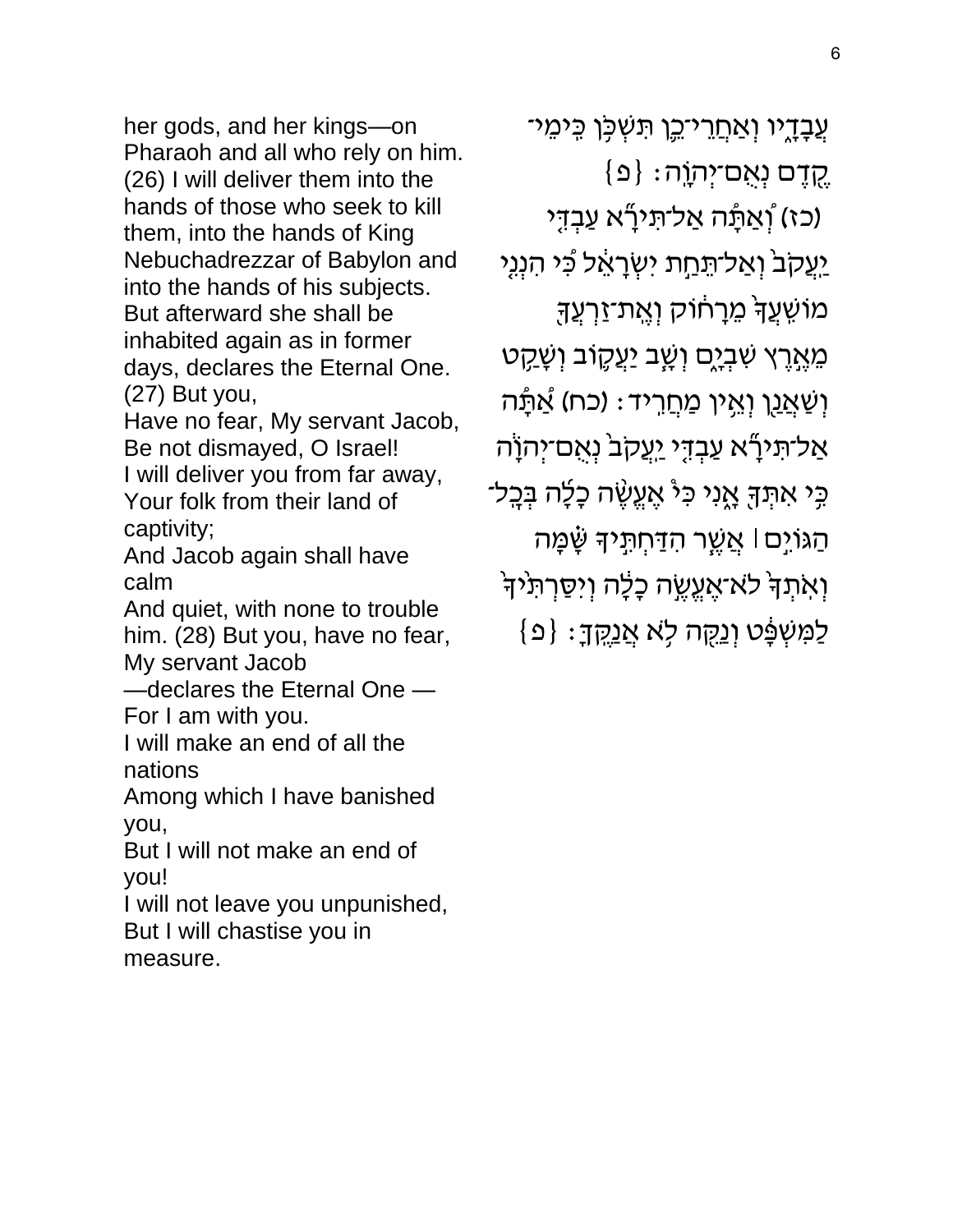her gods, and her kings—on Pharaoh and all who rely on him. (26) I will deliver them into the hands of those who seek to kill them, into the hands of King Nebuchadrezzar of Babylon and into the hands of his subjects. But afterward she shall be inhabited again as in former days, declares the Eternal One. (27) But you,
Have no fear, My servant Jacob,
Be not dismayed, O Israel!
I will deliver you from far away,
Your folk from their land of captivity;
And Jacob again shall have calm
And quiet, with none to trouble him. (28) But you, have no fear, My servant Jacob
—declares the Eternal One —
For I am with you.
I will make an end of all the nations
Among which I have banished you,
But I will not make an end of you!
I will not leave you unpunished,
But I will chastise you in measure.

עֲבָדָ֑יו וְאַחֲרֵי־כֵ֥ן תִּשְׁכֹּ֛ן כִּֽימֵי־קֶ֖דֶם נְאֻם־יְהוָֽה׃ {פ}
(כז) וְ֠אַתָּה אַל־תִּירָ֞א עַבְדִּ֤י יַעֲקֹב֙ וְאַל־תֵּחַ֣ת יִשְׂרָאֵ֔ל כִּ֠י הִנְנִ֤י מוֹשִֽׁעֲךָ֙ מֵרָח֔וֹק וְאֶֽת־זַרְעֲךָ֖ מֵאֶ֣רֶץ שִׁבְיָ֑ם וְשָׁ֧ב יַעֲק֛וֹב וְשָׁקַ֥ט וְשַׁאֲנַ֖ן וְאֵ֥ין מַחֲרִֽיד׃ (כח) אַ֠תָּה אַל־תִּירָ֞א עַבְדִּ֤י יַעֲקֹב֙ נְאֻם־יְהוָ֔ה כִּ֥י אִתְּךָ֖ אָ֑נִי כִּי֩ אֶעֱשֶׂ֨ה כָלָ֜ה בְּכָל־הַגּוֹיִ֣ם ׀ אֲשֶׁ֧ר הִדַּחְתִּ֣יךָ שָׁ֗מָּה וְאֹֽתְךָ֙ לֹא־אֶעֱשֶׂ֣ה כָלָ֔ה וְיִסַּרְתִּ֙יךָ֙ לַמִּשְׁפָּ֔ט וְנַקֵּ֖ה לֹ֥א אֲנַקֶּֽךָּ׃ {פ}